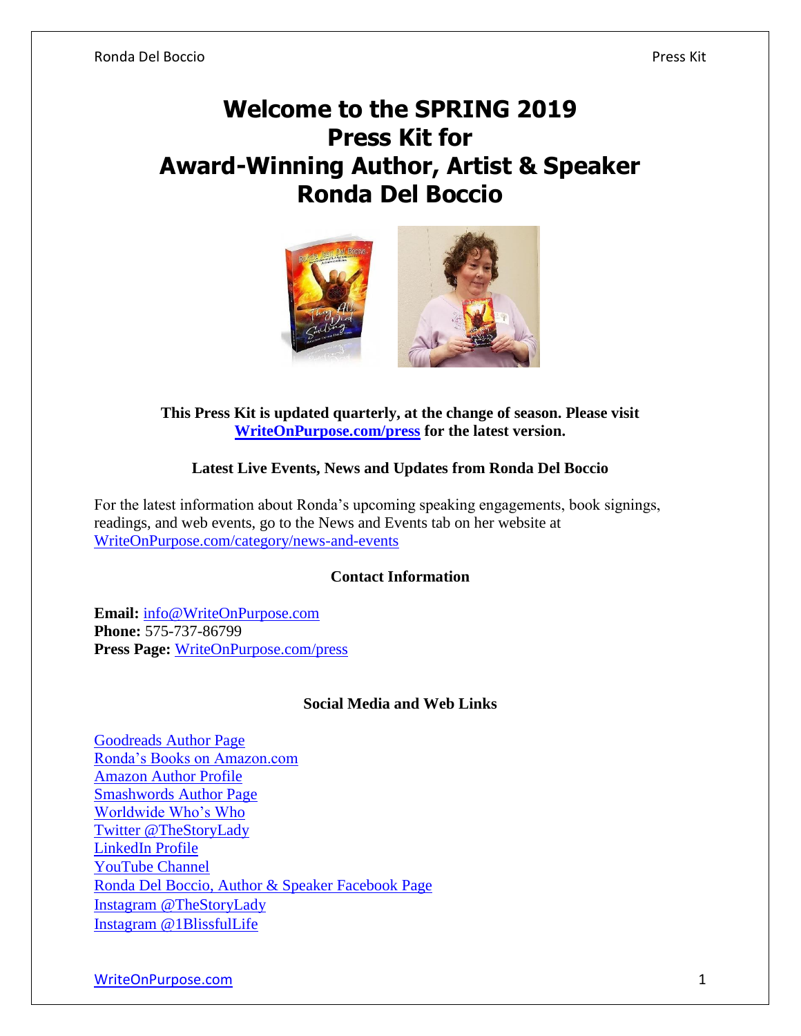# Welcome to the SPRING 2019 Press Kit for Award-Winning Author, Artist & Speaker Ronda Del Boccio

**This Press Kit is updated quarterly, at the change of season. Please visit [WriteOnPurpose.com/press](WriteOnPurpose.com/press) for the latest version.**

### Latest Live Events, News and Updates from Ronda Del Boccio

For the latest information about Ronda's upcoming speaking engagements, book signings, readings, and web events, go to the News and Events tab on her website at WriteOnPurpose.com/category/news-and-events

### Contact Information

**Email:** info@WriteOnPurpose.com
**Phone:** 575-737-86799
**Press Page:** WriteOnPurpose.com/press

### Social Media and Web Links

Goodreads Author Page
Ronda's Books on Amazon.com
Amazon Author Profile
Smashwords Author Page
Worldwide Who's Who
Twitter @TheStoryLady
LinkedIn Profile
YouTube Channel
Ronda Del Boccio, Author & Speaker Facebook Page
Instagram @TheStoryLady
Instagram @1BlissfulLife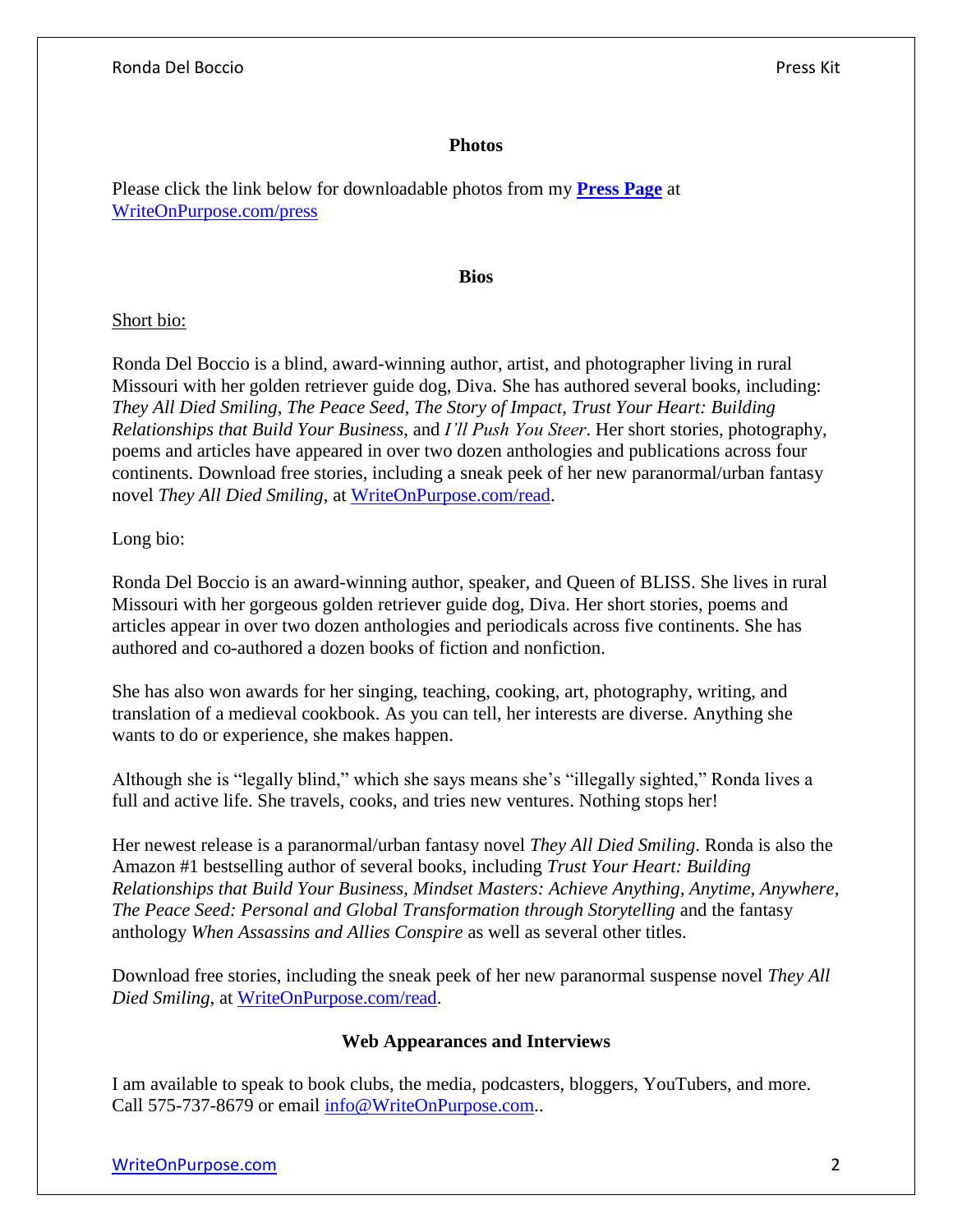## Photos

Please click the link below for downloadable photos from my **[Press Page](WriteOnPurpose.com/press)** at [WriteOnPurpose.com/press](WriteOnPurpose.com/press)

## Bios

Short bio:

Ronda Del Boccio is a blind, award-winning author, artist, and photographer living in rural Missouri with her golden retriever guide dog, Diva. She has authored several books, including: *They All Died Smiling*, *The Peace Seed*, *The Story of Impact*, *Trust Your Heart: Building Relationships that Build Your Business*, and *I'll Push You Steer*. Her short stories, photography, poems and articles have appeared in over two dozen anthologies and publications across four continents. Download free stories, including a sneak peek of her new paranormal/urban fantasy novel *They All Died Smiling*, at [WriteOnPurpose.com/read](WriteOnPurpose.com/read).

Long bio:

Ronda Del Boccio is an award-winning author, speaker, and Queen of BLISS. She lives in rural Missouri with her gorgeous golden retriever guide dog, Diva. Her short stories, poems and articles appear in over two dozen anthologies and periodicals across five continents. She has authored and co-authored a dozen books of fiction and nonfiction.

She has also won awards for her singing, teaching, cooking, art, photography, writing, and translation of a medieval cookbook. As you can tell, her interests are diverse. Anything she wants to do or experience, she makes happen.

Although she is "legally blind," which she says means she's "illegally sighted," Ronda lives a full and active life. She travels, cooks, and tries new ventures. Nothing stops her!

Her newest release is a paranormal/urban fantasy novel *They All Died Smiling*. Ronda is also the Amazon #1 bestselling author of several books, including *Trust Your Heart: Building Relationships that Build Your Business*, *Mindset Masters: Achieve Anything, Anytime, Anywhere*, *The Peace Seed: Personal and Global Transformation through Storytelling* and the fantasy anthology *When Assassins and Allies Conspire* as well as several other titles.

Download free stories, including the sneak peek of her new paranormal suspense novel *They All Died Smiling*, at [WriteOnPurpose.com/read](WriteOnPurpose.com/read).

## Web Appearances and Interviews

I am available to speak to book clubs, the media, podcasters, bloggers, YouTubers, and more. Call 575-737-8679 or email [info@WriteOnPurpose.com](mailto:info@WriteOnPurpose.com)..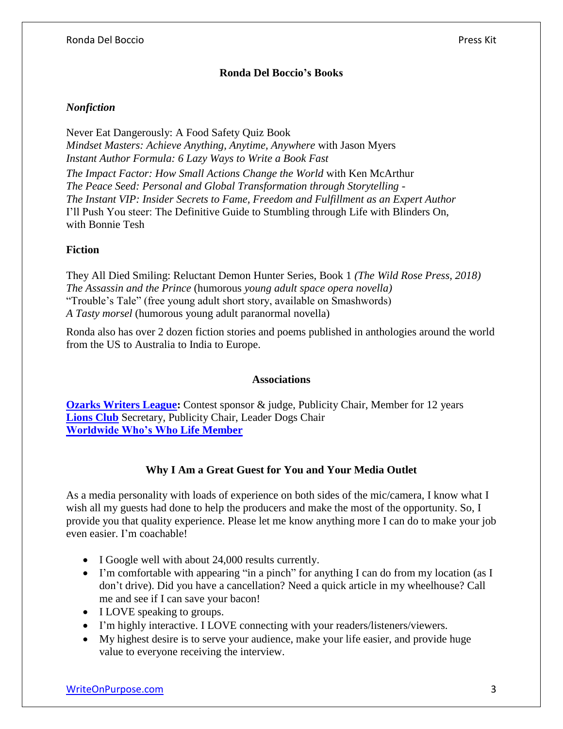## Ronda Del Boccio's Books

### *Nonfiction*

Never Eat Dangerously: A Food Safety Quiz Book
*Mindset Masters: Achieve Anything, Anytime, Anywhere* with Jason Myers
*Instant Author Formula: 6 Lazy Ways to Write a Book Fast*
*The Impact Factor: How Small Actions Change the World* with Ken McArthur
*The Peace Seed: Personal and Global Transformation through Storytelling -*
*The Instant VIP: Insider Secrets to Fame, Freedom and Fulfillment as an Expert Author*
I'll Push You steer: The Definitive Guide to Stumbling through Life with Blinders On, with Bonnie Tesh

### Fiction

They All Died Smiling: Reluctant Demon Hunter Series, Book 1 *(The Wild Rose Press, 2018)*
*The Assassin and the Prince* (humorous *young adult space opera novella)*
"Trouble's Tale" (free young adult short story, available on Smashwords)
*A Tasty morsel* (humorous young adult paranormal novella)

Ronda also has over 2 dozen fiction stories and poems published in anthologies around the world from the US to Australia to India to Europe.

## Associations

**Ozarks Writers League:** Contest sponsor & judge, Publicity Chair, Member for 12 years
**Lions Club** Secretary, Publicity Chair, Leader Dogs Chair
**Worldwide Who's Who Life Member**

## Why I Am a Great Guest for You and Your Media Outlet

As a media personality with loads of experience on both sides of the mic/camera, I know what I wish all my guests had done to help the producers and make the most of the opportunity. So, I provide you that quality experience. Please let me know anything more I can do to make your job even easier. I'm coachable!

- I Google well with about 24,000 results currently.
- I'm comfortable with appearing "in a pinch" for anything I can do from my location (as I don't drive). Did you have a cancellation? Need a quick article in my wheelhouse? Call me and see if I can save your bacon!
- I LOVE speaking to groups.
- I'm highly interactive. I LOVE connecting with your readers/listeners/viewers.
- My highest desire is to serve your audience, make your life easier, and provide huge value to everyone receiving the interview.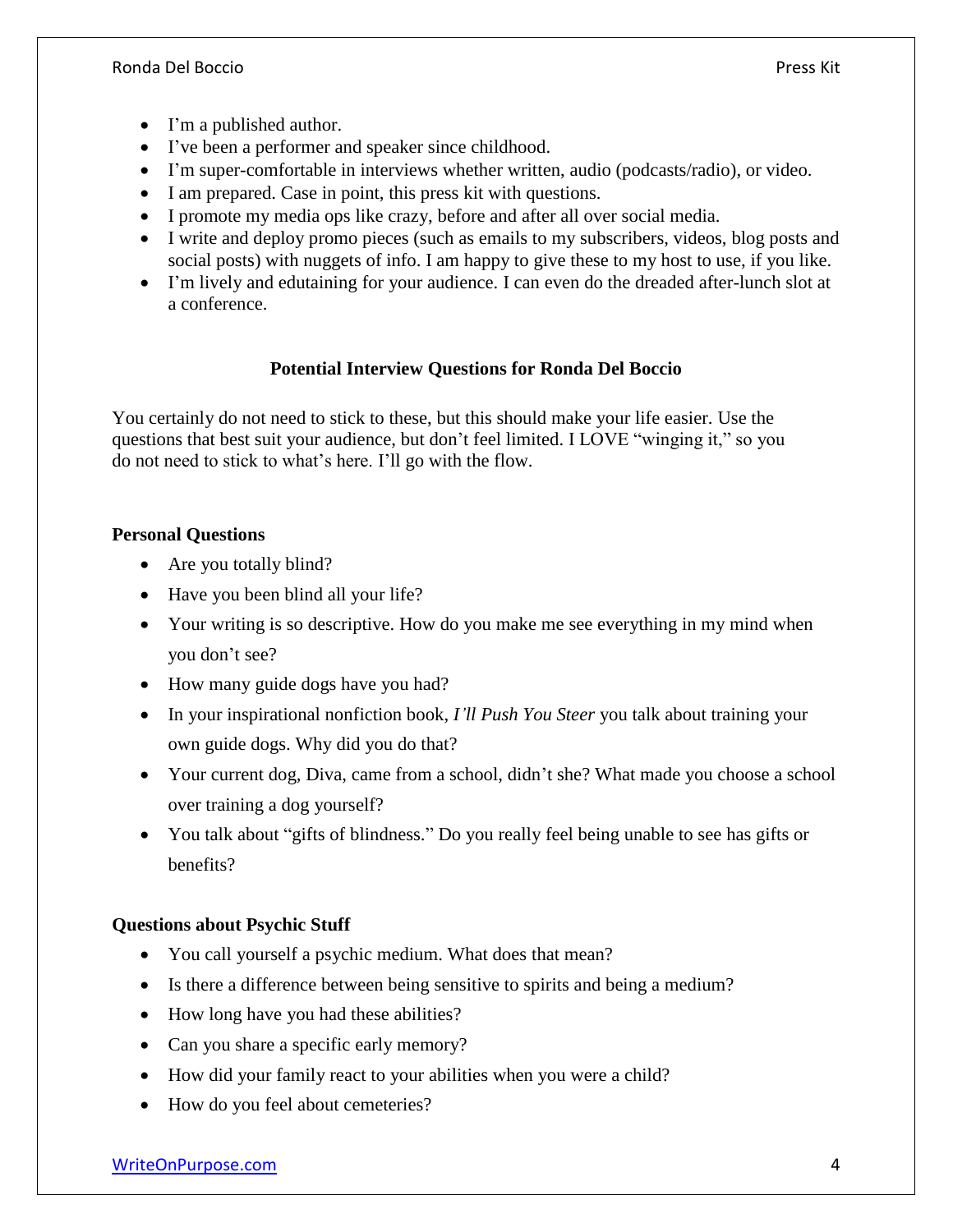- I'm a published author.
- I've been a performer and speaker since childhood.
- I'm super-comfortable in interviews whether written, audio (podcasts/radio), or video.
- I am prepared. Case in point, this press kit with questions.
- I promote my media ops like crazy, before and after all over social media.
- I write and deploy promo pieces (such as emails to my subscribers, videos, blog posts and social posts) with nuggets of info. I am happy to give these to my host to use, if you like.
- I'm lively and edutaining for your audience. I can even do the dreaded after-lunch slot at a conference.

## Potential Interview Questions for Ronda Del Boccio

You certainly do not need to stick to these, but this should make your life easier. Use the questions that best suit your audience, but don't feel limited. I LOVE "winging it," so you do not need to stick to what's here. I'll go with the flow.

### Personal Questions

- Are you totally blind?
- Have you been blind all your life?
- Your writing is so descriptive. How do you make me see everything in my mind when you don't see?
- How many guide dogs have you had?
- In your inspirational nonfiction book, *I'll Push You Steer* you talk about training your own guide dogs. Why did you do that?
- Your current dog, Diva, came from a school, didn't she? What made you choose a school over training a dog yourself?
- You talk about "gifts of blindness." Do you really feel being unable to see has gifts or benefits?

### Questions about Psychic Stuff

- You call yourself a psychic medium. What does that mean?
- Is there a difference between being sensitive to spirits and being a medium?
- How long have you had these abilities?
- Can you share a specific early memory?
- How did your family react to your abilities when you were a child?
- How do you feel about cemeteries?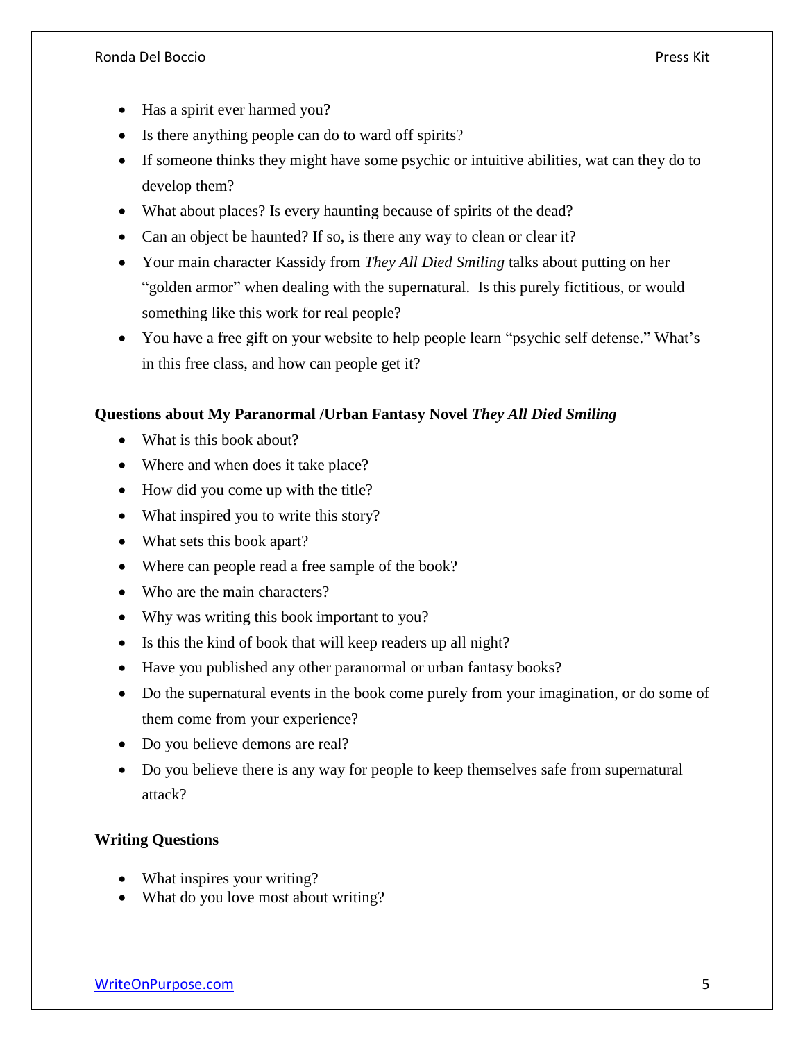- Has a spirit ever harmed you?
- Is there anything people can do to ward off spirits?
- If someone thinks they might have some psychic or intuitive abilities, wat can they do to develop them?
- What about places? Is every haunting because of spirits of the dead?
- Can an object be haunted? If so, is there any way to clean or clear it?
- Your main character Kassidy from *They All Died Smiling* talks about putting on her "golden armor" when dealing with the supernatural. Is this purely fictitious, or would something like this work for real people?
- You have a free gift on your website to help people learn "psychic self defense." What's in this free class, and how can people get it?

**Questions about My Paranormal /Urban Fantasy Novel *They All Died Smiling***

- What is this book about?
- Where and when does it take place?
- How did you come up with the title?
- What inspired you to write this story?
- What sets this book apart?
- Where can people read a free sample of the book?
- Who are the main characters?
- Why was writing this book important to you?
- Is this the kind of book that will keep readers up all night?
- Have you published any other paranormal or urban fantasy books?
- Do the supernatural events in the book come purely from your imagination, or do some of them come from your experience?
- Do you believe demons are real?
- Do you believe there is any way for people to keep themselves safe from supernatural attack?

**Writing Questions**

- What inspires your writing?
- What do you love most about writing?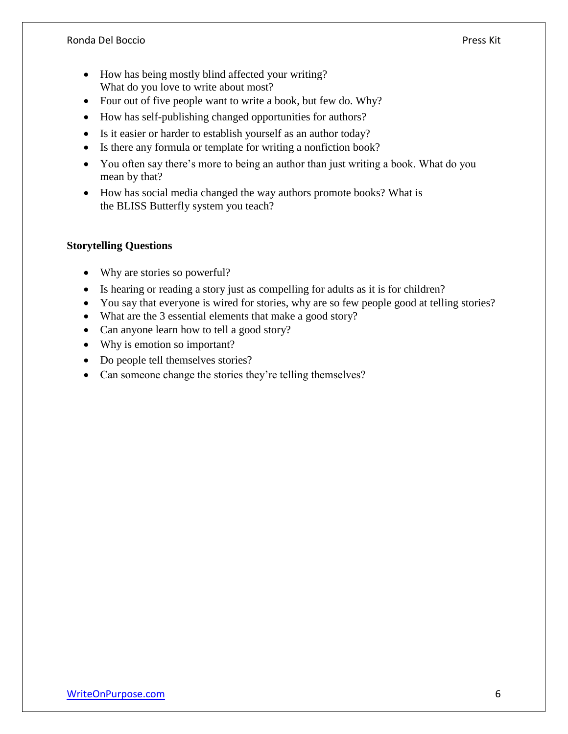- How has being mostly blind affected your writing? What do you love to write about most?
- Four out of five people want to write a book, but few do. Why?
- How has self-publishing changed opportunities for authors?
- Is it easier or harder to establish yourself as an author today?
- Is there any formula or template for writing a nonfiction book?
- You often say there's more to being an author than just writing a book. What do you mean by that?
- How has social media changed the way authors promote books? What is the BLISS Butterfly system you teach?

**Storytelling Questions**

- Why are stories so powerful?
- Is hearing or reading a story just as compelling for adults as it is for children?
- You say that everyone is wired for stories, why are so few people good at telling stories?
- What are the 3 essential elements that make a good story?
- Can anyone learn how to tell a good story?
- Why is emotion so important?
- Do people tell themselves stories?
- Can someone change the stories they're telling themselves?